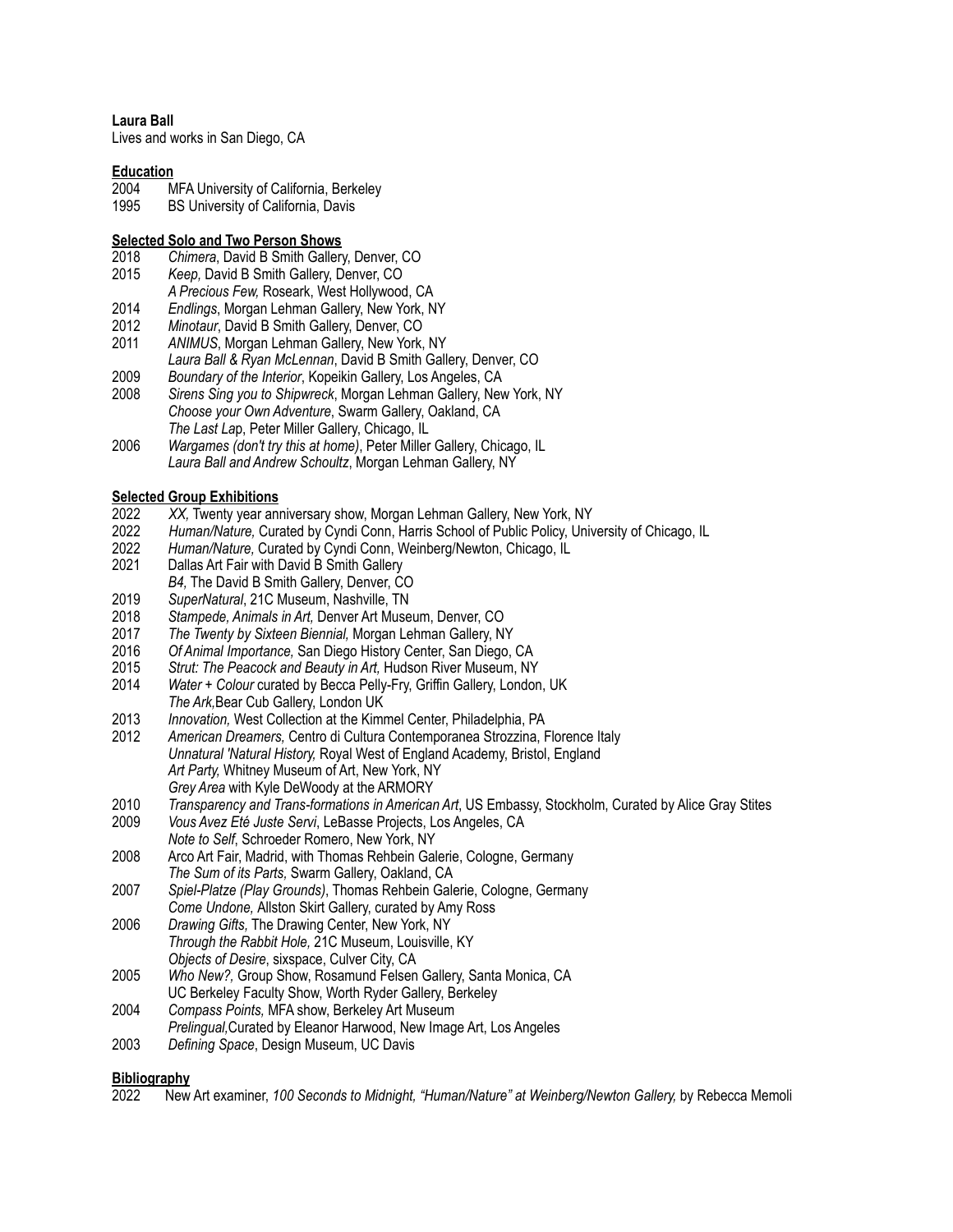**Laura Ball**
Lives and works in San Diego, CA

## Education

2004 MFA University of California, Berkeley
1995 BS University of California, Davis

## Selected Solo and Two Person Shows

2018 *Chimera*, David B Smith Gallery, Denver, CO
2015 *Keep,* David B Smith Gallery, Denver, CO
*A Precious Few,* Roseark, West Hollywood, CA
2014 *Endlings*, Morgan Lehman Gallery, New York, NY
2012 *Minotaur*, David B Smith Gallery, Denver, CO
2011 *ANIMUS*, Morgan Lehman Gallery, New York, NY
*Laura Ball & Ryan McLennan*, David B Smith Gallery, Denver, CO
2009 *Boundary of the Interior*, Kopeikin Gallery, Los Angeles, CA
2008 *Sirens Sing you to Shipwreck*, Morgan Lehman Gallery, New York, NY
*Choose your Own Adventure*, Swarm Gallery, Oakland, CA
*The Last Lap*, Peter Miller Gallery, Chicago, IL
2006 *Wargames (don't try this at home)*, Peter Miller Gallery, Chicago, IL
*Laura Ball and Andrew Schoultz*, Morgan Lehman Gallery, NY

## Selected Group Exhibitions

2022 *XX,* Twenty year anniversary show, Morgan Lehman Gallery, New York, NY
2022 *Human/Nature,* Curated by Cyndi Conn, Harris School of Public Policy, University of Chicago, IL
2022 *Human/Nature,* Curated by Cyndi Conn, Weinberg/Newton, Chicago, IL
2021 Dallas Art Fair with David B Smith Gallery
*B4,* The David B Smith Gallery, Denver, CO
2019 *SuperNatural*, 21C Museum, Nashville, TN
2018 *Stampede, Animals in Art,* Denver Art Museum, Denver, CO
2017 *The Twenty by Sixteen Biennial,* Morgan Lehman Gallery, NY
2016 *Of Animal Importance,* San Diego History Center, San Diego, CA
2015 *Strut: The Peacock and Beauty in Art,* Hudson River Museum, NY
2014 *Water + Colour* curated by Becca Pelly-Fry, Griffin Gallery, London, UK
*The Ark,*Bear Cub Gallery, London UK
2013 *Innovation,* West Collection at the Kimmel Center, Philadelphia, PA
2012 *American Dreamers,* Centro di Cultura Contemporanea Strozzina, Florence Italy
*Unnatural 'Natural History,* Royal West of England Academy, Bristol, England
*Art Party,* Whitney Museum of Art, New York, NY
*Grey Area* with Kyle DeWoody at the ARMORY
2010 *Transparency and Trans-formations in American Art*, US Embassy, Stockholm, Curated by Alice Gray Stites
2009 *Vous Avez Eté Juste Servi*, LeBasse Projects, Los Angeles, CA
*Note to Self*, Schroeder Romero, New York, NY
2008 Arco Art Fair, Madrid, with Thomas Rehbein Galerie, Cologne, Germany
*The Sum of its Parts,* Swarm Gallery, Oakland, CA
2007 *Spiel-Platze (Play Grounds)*, Thomas Rehbein Galerie, Cologne, Germany
*Come Undone,* Allston Skirt Gallery, curated by Amy Ross
2006 *Drawing Gifts,* The Drawing Center, New York, NY
*Through the Rabbit Hole,* 21C Museum, Louisville, KY
*Objects of Desire*, sixspace, Culver City, CA
2005 *Who New?,* Group Show, Rosamund Felsen Gallery, Santa Monica, CA
UC Berkeley Faculty Show, Worth Ryder Gallery, Berkeley
2004 *Compass Points,* MFA show, Berkeley Art Museum
*Prelingual,*Curated by Eleanor Harwood, New Image Art, Los Angeles
2003 *Defining Space*, Design Museum, UC Davis

## Bibliography

2022 New Art examiner, *100 Seconds to Midnight, "Human/Nature" at Weinberg/Newton Gallery,* by Rebecca Memoli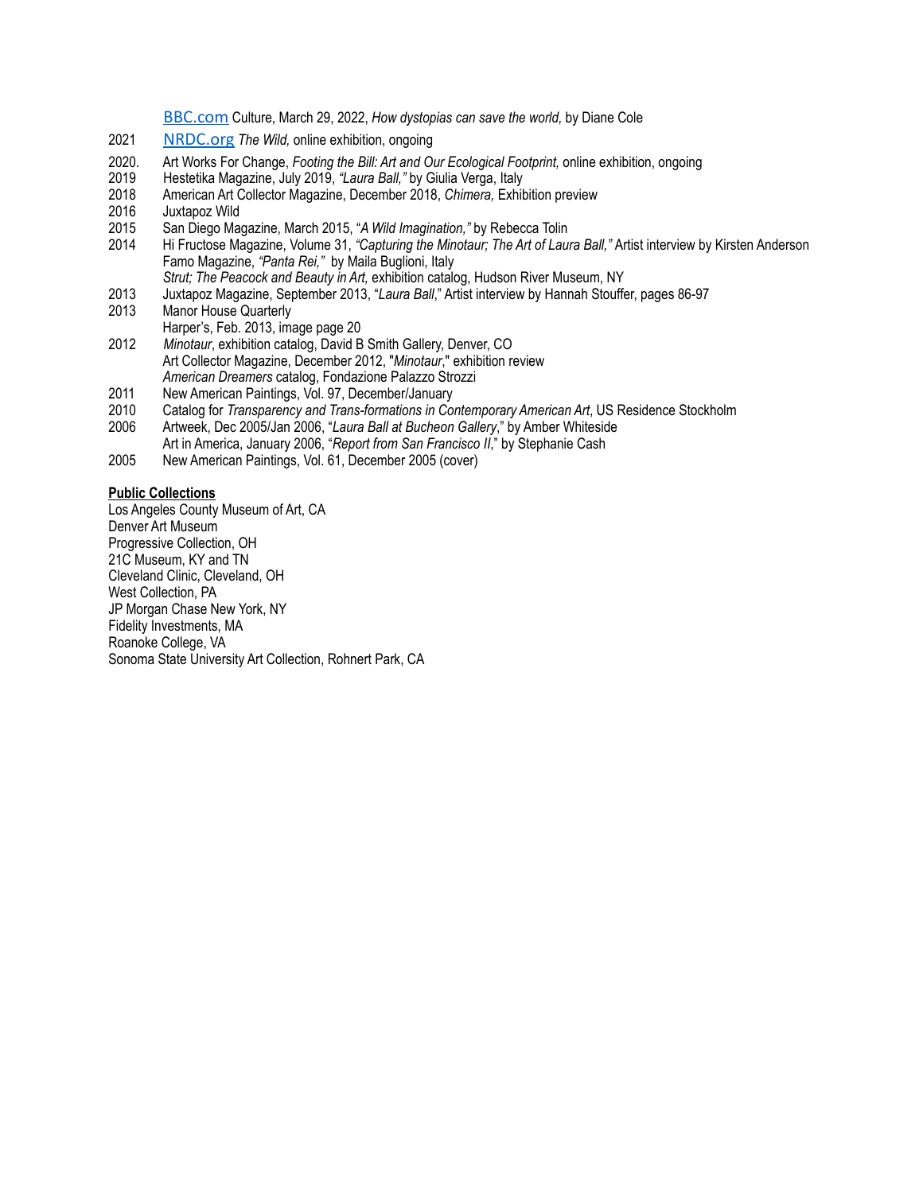BBC.com Culture, March 29, 2022, *How dystopias can save the world,* by Diane Cole

2021 NRDC.org *The Wild,* online exhibition, ongoing

2020. Art Works For Change, *Footing the Bill: Art and Our Ecological Footprint,* online exhibition, ongoing

2019 Hestetika Magazine, July 2019, *"Laura Ball,"* by Giulia Verga, Italy

2018 American Art Collector Magazine, December 2018, *Chimera,* Exhibition preview

2016 Juxtapoz Wild

2015 San Diego Magazine, March 2015, "*A Wild Imagination,"* by Rebecca Tolin

2014 Hi Fructose Magazine, Volume 31, *"Capturing the Minotaur; The Art of Laura Ball,"* Artist interview by Kirsten Anderson
Famo Magazine, *"Panta Rei,"* by Maila Buglioni, Italy
*Strut; The Peacock and Beauty in Art,* exhibition catalog, Hudson River Museum, NY

2013 Juxtapoz Magazine, September 2013, "*Laura Ball*," Artist interview by Hannah Stouffer, pages 86-97

2013 Manor House Quarterly
Harper's, Feb. 2013, image page 20

2012 *Minotaur*, exhibition catalog, David B Smith Gallery, Denver, CO
Art Collector Magazine, December 2012, "*Minotaur*," exhibition review
*American Dreamers* catalog, Fondazione Palazzo Strozzi

2011 New American Paintings, Vol. 97, December/January

2010 Catalog for *Transparency and Trans-formations in Contemporary American Art*, US Residence Stockholm

2006 Artweek, Dec 2005/Jan 2006, "*Laura Ball at Bucheon Gallery*," by Amber Whiteside
Art in America, January 2006, "*Report from San Francisco II*," by Stephanie Cash

2005 New American Paintings, Vol. 61, December 2005 (cover)

**Public Collections**

Los Angeles County Museum of Art, CA
Denver Art Museum
Progressive Collection, OH
21C Museum, KY and TN
Cleveland Clinic, Cleveland, OH
West Collection, PA
JP Morgan Chase New York, NY
Fidelity Investments, MA
Roanoke College, VA
Sonoma State University Art Collection, Rohnert Park, CA